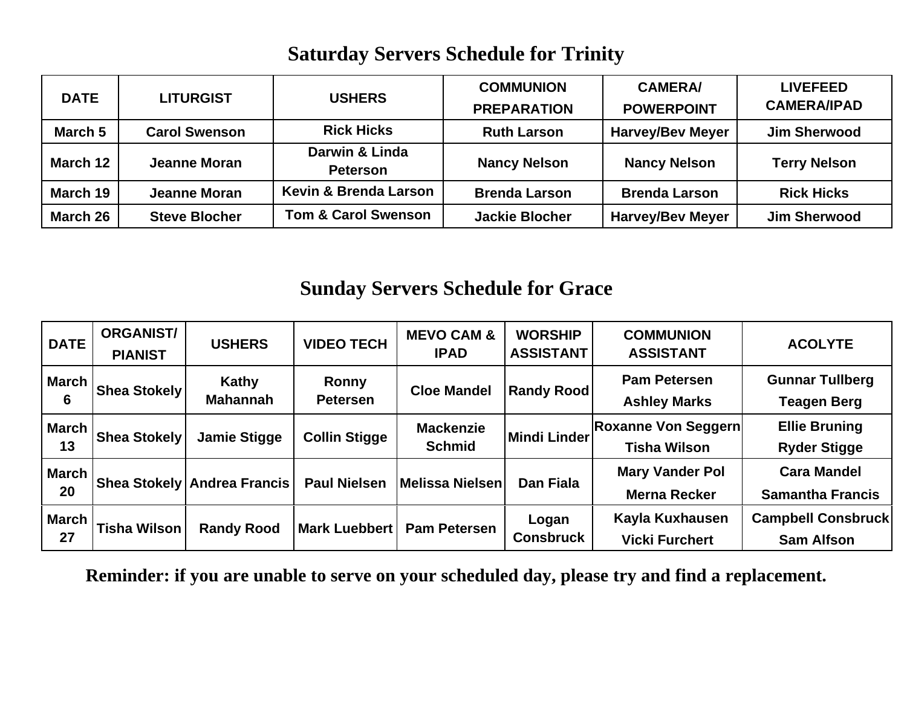## Saturday Servers Schedule for Trinity

| DATE | LITURGIST | USHERS | COMMUNION PREPARATION | CAMERA/ POWERPOINT | LIVEFEED CAMERA/IPAD |
|---|---|---|---|---|---|
| March 5 | Carol Swenson | Rick Hicks | Ruth Larson | Harvey/Bev Meyer | Jim Sherwood |
| March 12 | Jeanne Moran | Darwin & Linda Peterson | Nancy Nelson | Nancy Nelson | Terry Nelson |
| March 19 | Jeanne Moran | Kevin & Brenda Larson | Brenda Larson | Brenda Larson | Rick Hicks |
| March 26 | Steve Blocher | Tom & Carol Swenson | Jackie Blocher | Harvey/Bev Meyer | Jim Sherwood |

## Sunday Servers Schedule for Grace

| DATE | ORGANIST/ PIANIST | USHERS | VIDEO TECH | MEVO CAM & IPAD | WORSHIP ASSISTANT | COMMUNION ASSISTANT | ACOLYTE |
|---|---|---|---|---|---|---|---|
| March 6 | Shea Stokely | Kathy Mahannah | Ronny Petersen | Cloe Mandel | Randy Rood | Pam Petersen<br>Ashley Marks | Gunnar Tullberg<br>Teagen Berg |
| March 13 | Shea Stokely | Jamie Stigge | Collin Stigge | Mackenzie Schmid | Mindi Linder | Roxanne Von Seggern<br>Tisha Wilson | Ellie Bruning<br>Ryder Stigge |
| March 20 | Shea Stokely | Andrea Francis | Paul Nielsen | Melissa Nielsen | Dan Fiala | Mary Vander Pol<br>Merna Recker | Cara Mandel<br>Samantha Francis |
| March 27 | Tisha Wilson | Randy Rood | Mark Luebbert | Pam Petersen | Logan Consbruck | Kayla Kuxhausen<br>Vicki Furchert | Campbell Consbruck<br>Sam Alfson |

**Reminder: if you are unable to serve on your scheduled day, please try and find a replacement.**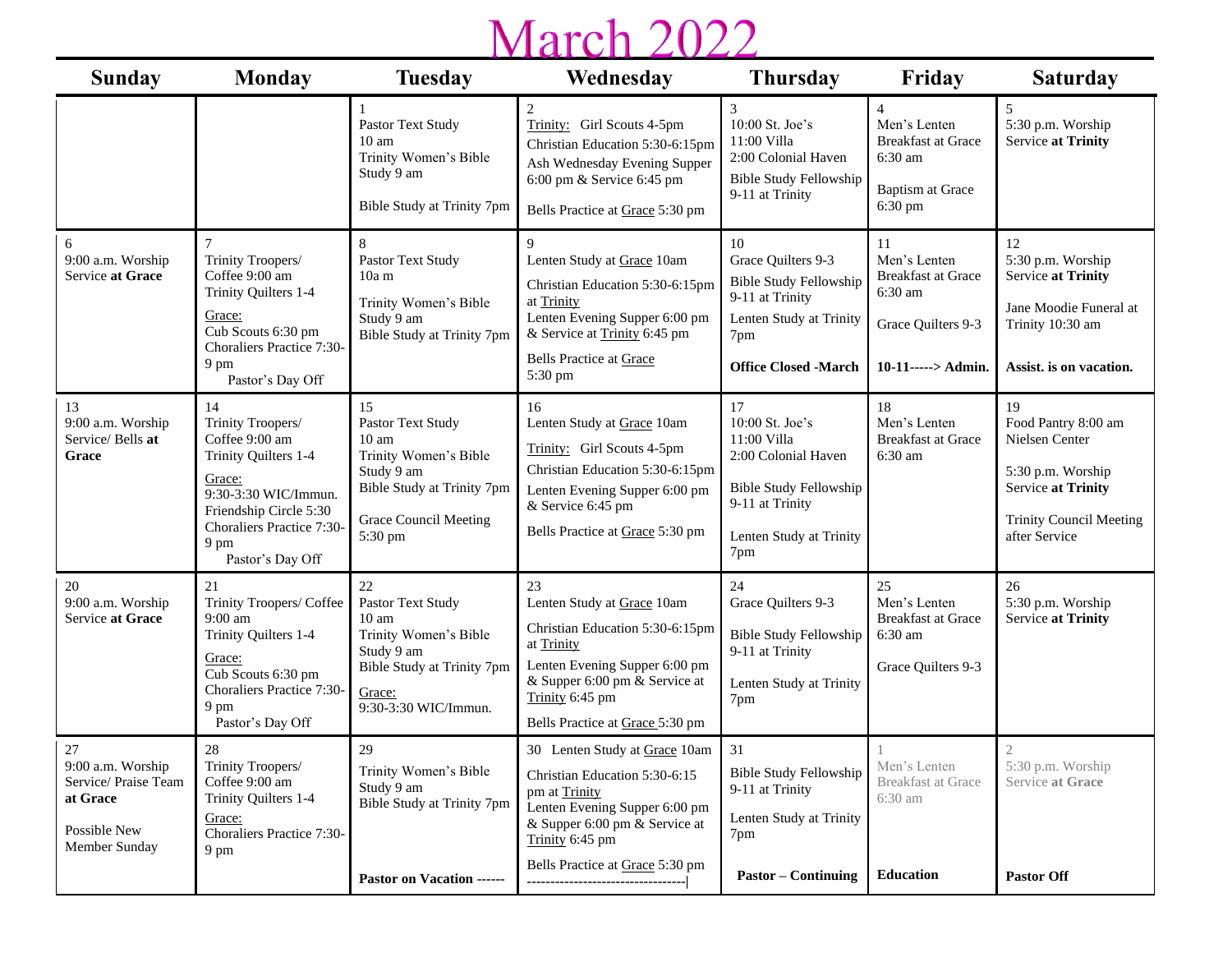# March 2022

| Sunday | Monday | Tuesday | Wednesday | Thursday | Friday | Saturday |
|---|---|---|---|---|---|---|
| | | 1<br>Pastor Text Study 10 am<br>Trinity Women's Bible Study 9 am<br><br>Bible Study at Trinity 7pm | 2<br>Trinity: Girl Scouts 4-5pm<br>Christian Education 5:30-6:15pm<br>Ash Wednesday Evening Supper 6:00 pm & Service 6:45 pm<br><br>Bells Practice at Grace 5:30 pm | 3<br>10:00 St. Joe's<br>11:00 Villa<br>2:00 Colonial Haven<br>Bible Study Fellowship 9-11 at Trinity | 4<br>Men's Lenten Breakfast at Grace 6:30 am<br><br>Baptism at Grace 6:30 pm | 5<br>5:30 p.m. Worship Service **at Trinity** |
| 6<br>9:00 a.m. Worship Service **at Grace** | 7<br>Trinity Troopers/ Coffee 9:00 am<br>Trinity Quilters 1-4<br>Grace:<br>Cub Scouts 6:30 pm<br>Choraliers Practice 7:30-9 pm<br>Pastor's Day Off | 8<br>Pastor Text Study 10a m<br><br>Trinity Women's Bible Study 9 am<br>Bible Study at Trinity 7pm | 9<br>Lenten Study at Grace 10am<br>Christian Education 5:30-6:15pm at Trinity<br>Lenten Evening Supper 6:00 pm & Service at Trinity 6:45 pm<br>Bells Practice at Grace 5:30 pm | 10<br>Grace Quilters 9-3<br>Bible Study Fellowship 9-11 at Trinity<br>Lenten Study at Trinity 7pm<br><br>**Office Closed -March** | 11<br>Men's Lenten Breakfast at Grace 6:30 am<br><br>Grace Quilters 9-3<br><br>**10-11-----> Admin.** | 12<br>5:30 p.m. Worship Service **at Trinity**<br><br>Jane Moodie Funeral at Trinity 10:30 am<br><br>**Assist. is on vacation.** |
| 13<br>9:00 a.m. Worship Service/ Bells **at Grace** | 14<br>Trinity Troopers/ Coffee 9:00 am<br>Trinity Quilters 1-4<br>Grace:<br>9:30-3:30 WIC/Immun.<br>Friendship Circle 5:30<br>Choraliers Practice 7:30-9 pm<br>Pastor's Day Off | 15<br>Pastor Text Study 10 am<br>Trinity Women's Bible Study 9 am<br>Bible Study at Trinity 7pm<br><br>Grace Council Meeting 5:30 pm | 16<br>Lenten Study at Grace 10am<br>Trinity: Girl Scouts 4-5pm<br>Christian Education 5:30-6:15pm<br>Lenten Evening Supper 6:00 pm & Service 6:45 pm<br>Bells Practice at Grace 5:30 pm | 17<br>10:00 St. Joe's<br>11:00 Villa<br>2:00 Colonial Haven<br><br>Bible Study Fellowship 9-11 at Trinity<br><br>Lenten Study at Trinity 7pm | 18<br>Men's Lenten Breakfast at Grace 6:30 am | 19<br>Food Pantry 8:00 am Nielsen Center<br><br>5:30 p.m. Worship Service **at Trinity**<br><br>Trinity Council Meeting after Service |
| 20<br>9:00 a.m. Worship Service **at Grace** | 21<br>Trinity Troopers/ Coffee 9:00 am<br>Trinity Quilters 1-4<br>Grace:<br>Cub Scouts 6:30 pm<br>Choraliers Practice 7:30-9 pm<br>Pastor's Day Off | 22<br>Pastor Text Study 10 am<br>Trinity Women's Bible Study 9 am<br>Bible Study at Trinity 7pm<br>Grace:<br>9:30-3:30 WIC/Immun. | 23<br>Lenten Study at Grace 10am<br>Christian Education 5:30-6:15pm at Trinity<br>Lenten Evening Supper 6:00 pm & Supper 6:00 pm & Service at Trinity 6:45 pm<br>Bells Practice at Grace 5:30 pm | 24<br>Grace Quilters 9-3<br><br>Bible Study Fellowship 9-11 at Trinity<br><br>Lenten Study at Trinity 7pm | 25<br>Men's Lenten Breakfast at Grace 6:30 am<br><br>Grace Quilters 9-3 | 26<br>5:30 p.m. Worship Service **at Trinity** |
| 27<br>9:00 a.m. Worship Service/ Praise Team **at Grace**<br><br>Possible New Member Sunday | 28<br>Trinity Troopers/ Coffee 9:00 am<br>Trinity Quilters 1-4<br>Grace:<br>Choraliers Practice 7:30-9 pm | 29<br>Trinity Women's Bible Study 9 am<br>Bible Study at Trinity 7pm<br><br>**Pastor on Vacation ------** | 30 Lenten Study at Grace 10am<br>Christian Education 5:30-6:15 pm at Trinity<br>Lenten Evening Supper 6:00 pm & Supper 6:00 pm & Service at Trinity 6:45 pm<br>Bells Practice at Grace 5:30 pm<br>----------------------------------\| | 31<br>Bible Study Fellowship 9-11 at Trinity<br><br>Lenten Study at Trinity 7pm<br><br>**Pastor – Continuing** | 1<br>Men's Lenten Breakfast at Grace 6:30 am<br><br>**Education** | 2<br>5:30 p.m. Worship Service **at Grace**<br><br>**Pastor Off** |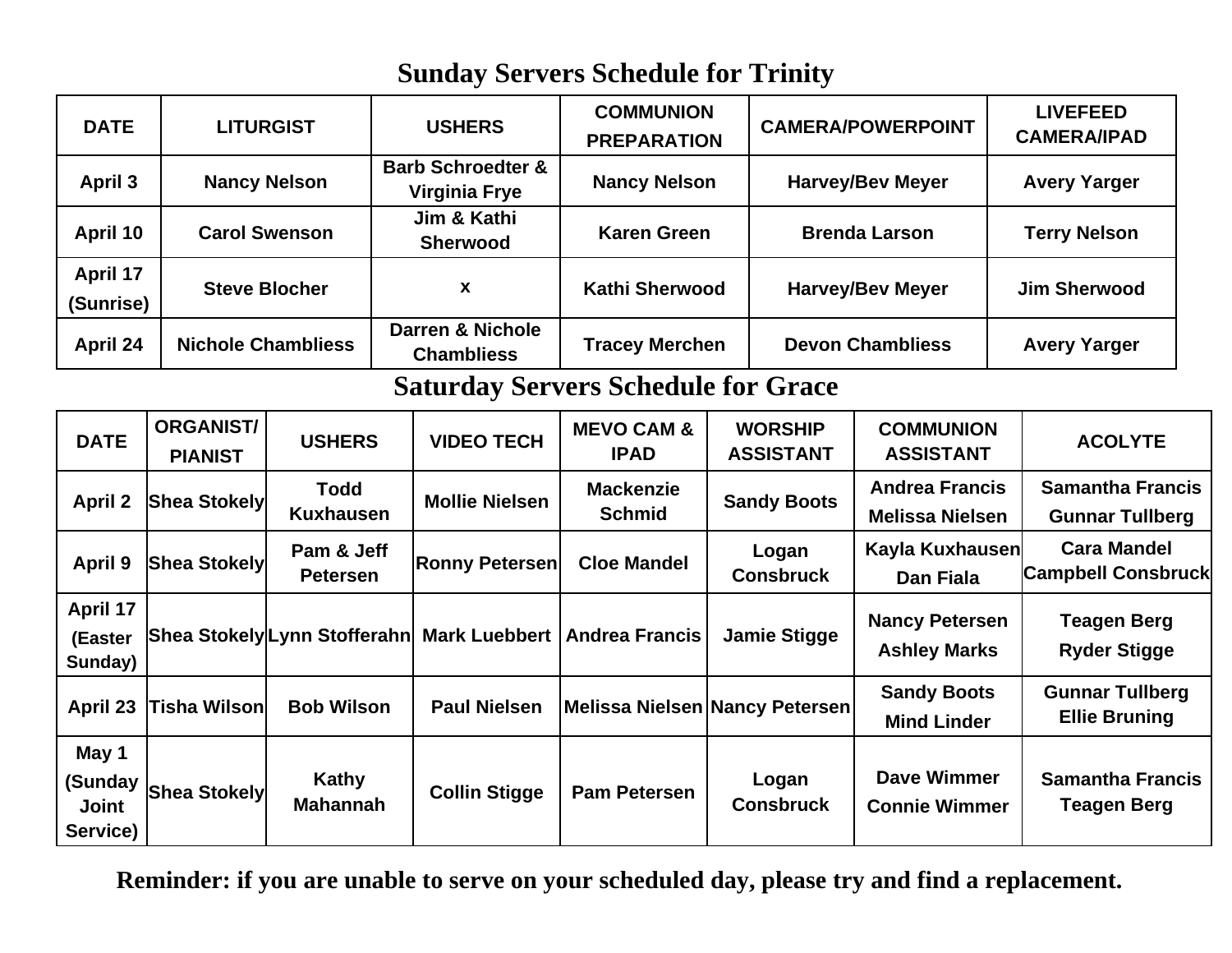# Sunday Servers Schedule for Trinity

| DATE | LITURGIST | USHERS | COMMUNION PREPARATION | CAMERA/POWERPOINT | LIVEFEED CAMERA/IPAD |
|---|---|---|---|---|---|
| April 3 | Nancy Nelson | Barb Schroedter & Virginia Frye | Nancy Nelson | Harvey/Bev Meyer | Avery Yarger |
| April 10 | Carol Swenson | Jim & Kathi Sherwood | Karen Green | Brenda Larson | Terry Nelson |
| April 17 (Sunrise) | Steve Blocher | x | Kathi Sherwood | Harvey/Bev Meyer | Jim Sherwood |
| April 24 | Nichole Chambliess | Darren & Nichole Chambliess | Tracey Merchen | Devon Chambliess | Avery Yarger |

# Saturday Servers Schedule for Grace

| DATE | ORGANIST/ PIANIST | USHERS | VIDEO TECH | MEVO CAM & IPAD | WORSHIP ASSISTANT | COMMUNION ASSISTANT | ACOLYTE |
|---|---|---|---|---|---|---|---|
| April 2 | Shea Stokely | Todd Kuxhausen | Mollie Nielsen | Mackenzie Schmid | Sandy Boots | Andrea Francis<br>Melissa Nielsen | Samantha Francis<br>Gunnar Tullberg |
| April 9 | Shea Stokely | Pam & Jeff Petersen | Ronny Petersen | Cloe Mandel | Logan Consbruck | Kayla Kuxhausen<br>Dan Fiala | Cara Mandel<br>Campbell Consbruck |
| April 17 (Easter Sunday) | Shea Stokely | Lynn Stofferahn | Mark Luebbert | Andrea Francis | Jamie Stigge | Nancy Petersen<br>Ashley Marks | Teagen Berg<br>Ryder Stigge |
| April 23 | Tisha Wilson | Bob Wilson | Paul Nielsen | Melissa Nielsen | Nancy Petersen | Sandy Boots<br>Mind Linder | Gunnar Tullberg<br>Ellie Bruning |
| May 1 (Sunday Joint Service) | Shea Stokely | Kathy Mahannah | Collin Stigge | Pam Petersen | Logan Consbruck | Dave Wimmer<br>Connie Wimmer | Samantha Francis<br>Teagen Berg |

**Reminder: if you are unable to serve on your scheduled day, please try and find a replacement.**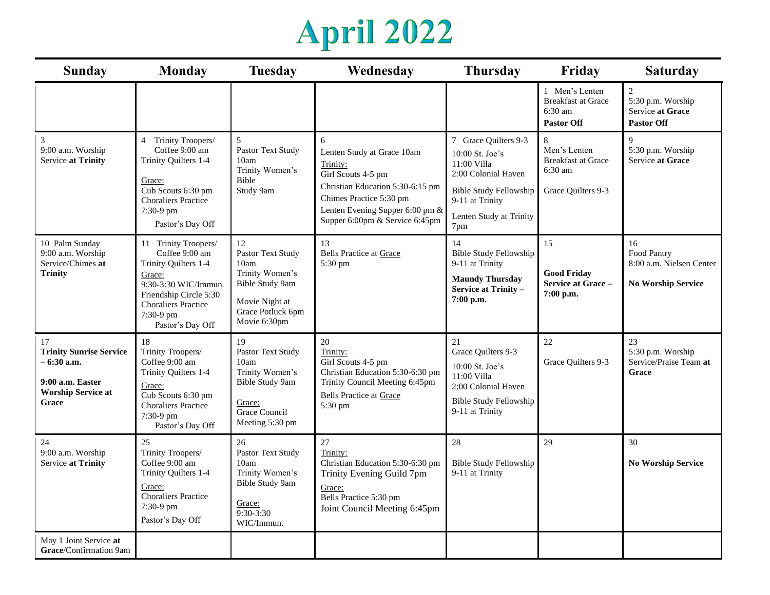# April 2022

| Sunday | Monday | Tuesday | Wednesday | Thursday | Friday | Saturday |
|---|---|---|---|---|---|---|
| | | | | | 1 Men's Lenten Breakfast at Grace 6:30 am **Pastor Off** | 2 5:30 p.m. Worship Service **at Grace** **Pastor Off** |
| 3 9:00 a.m. Worship Service **at Trinity** | 4 Trinity Troopers/ Coffee 9:00 am Trinity Quilters 1-4 Grace: Cub Scouts 6:30 pm Choraliers Practice 7:30-9 pm Pastor's Day Off | 5 Pastor Text Study 10am Trinity Women's Bible Study 9am | 6 Lenten Study at Grace 10am Trinity: Girl Scouts 4-5 pm Christian Education 5:30-6:15 pm Chimes Practice 5:30 pm Lenten Evening Supper 6:00 pm & Supper 6:00pm & Service 6:45pm | 7 Grace Quilters 9-3 10:00 St. Joe's 11:00 Villa 2:00 Colonial Haven Bible Study Fellowship 9-11 at Trinity Lenten Study at Trinity 7pm | 8 Men's Lenten Breakfast at Grace 6:30 am Grace Quilters 9-3 | 9 5:30 p.m. Worship Service **at Grace** |
| 10 Palm Sunday 9:00 a.m. Worship Service/Chimes **at Trinity** | 11 Trinity Troopers/ Coffee 9:00 am Trinity Quilters 1-4 Grace: 9:30-3:30 WIC/Immun. Friendship Circle 5:30 Choraliers Practice 7:30-9 pm Pastor's Day Off | 12 Pastor Text Study 10am Trinity Women's Bible Study 9am Movie Night at Grace Potluck 6pm Movie 6:30pm | 13 Bells Practice at Grace 5:30 pm | 14 Bible Study Fellowship 9-11 at Trinity **Maundy Thursday Service at Trinity – 7:00 p.m.** | 15 **Good Friday Service at Grace – 7:00 p.m.** | 16 Food Pantry 8:00 a.m. Nielsen Center **No Worship Service** |
| 17 **Trinity Sunrise Service – 6:30 a.m.** **9:00 a.m. Easter Worship Service at Grace** | 18 Trinity Troopers/ Coffee 9:00 am Trinity Quilters 1-4 Grace: Cub Scouts 6:30 pm Choraliers Practice 7:30-9 pm Pastor's Day Off | 19 Pastor Text Study 10am Trinity Women's Bible Study 9am Grace: Grace Council Meeting 5:30 pm | 20 Trinity: Girl Scouts 4-5 pm Christian Education 5:30-6:30 pm Trinity Council Meeting 6:45pm Bells Practice at Grace 5:30 pm | 21 Grace Quilters 9-3 10:00 St. Joe's 11:00 Villa 2:00 Colonial Haven Bible Study Fellowship 9-11 at Trinity | 22 Grace Quilters 9-3 | 23 5:30 p.m. Worship Service/Praise Team **at Grace** |
| 24 9:00 a.m. Worship Service **at Trinity** | 25 Trinity Troopers/ Coffee 9:00 am Trinity Quilters 1-4 Grace: Choraliers Practice 7:30-9 pm Pastor's Day Off | 26 Pastor Text Study 10am Trinity Women's Bible Study 9am Grace: 9:30-3:30 WIC/Immun. | 27 Trinity: Christian Education 5:30-6:30 pm Trinity Evening Guild 7pm Grace: Bells Practice 5:30 pm Joint Council Meeting 6:45pm | 28 Bible Study Fellowship 9-11 at Trinity | 29 | 30 **No Worship Service** |
| May 1 Joint Service **at Grace**/Confirmation 9am | | | | | | |